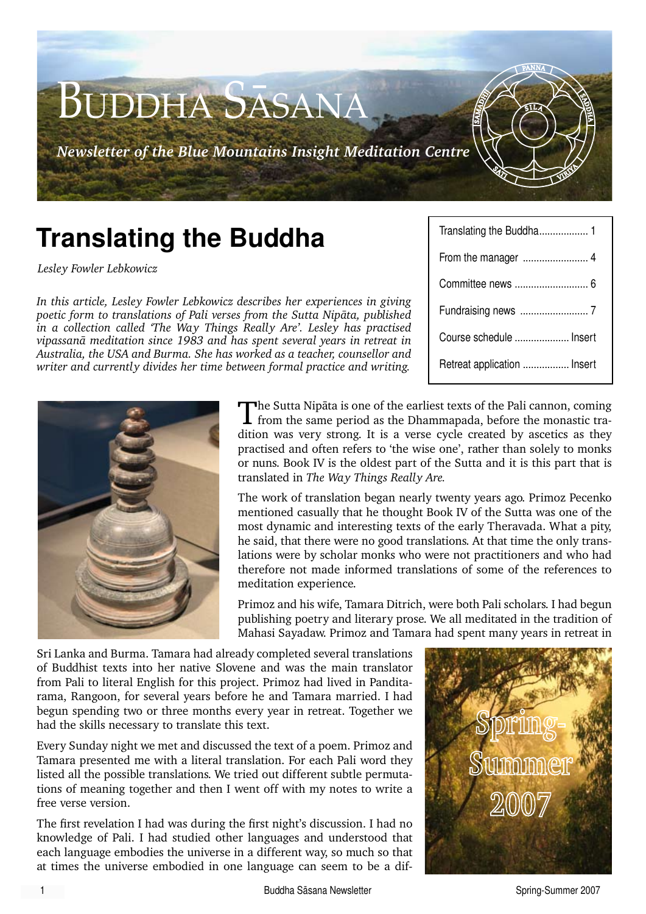# Buddha Sāsana

*Newsletter of the Blue Mountains Insight Meditation Centre*

| | |
|---|---|
| Translating the Buddha | 1 |
| From the manager | 4 |
| Committee news | 6 |
| Fundraising news | 7 |
| Course schedule | Insert |
| Retreat application | Insert |

## Translating the Buddha

*Lesley Fowler Lebkowicz*

*In this article, Lesley Fowler Lebkowicz describes her experiences in giving poetic form to translations of Pali verses from the Sutta Nipāta, published in a collection called 'The Way Things Really Are'. Lesley has practised vipassanā meditation since 1983 and has spent several years in retreat in Australia, the USA and Burma. She has worked as a teacher, counsellor and writer and currently divides her time between formal practice and writing.*

The Sutta Nipāta is one of the earliest texts of the Pali cannon, coming from the same period as the Dhammapada, before the monastic tradition was very strong. It is a verse cycle created by ascetics as they practised and often refers to 'the wise one', rather than solely to monks or nuns. Book IV is the oldest part of the Sutta and it is this part that is translated in *The Way Things Really Are.*

The work of translation began nearly twenty years ago. Primoz Pecenko mentioned casually that he thought Book IV of the Sutta was one of the most dynamic and interesting texts of the early Theravada. What a pity, he said, that there were no good translations. At that time the only translations were by scholar monks who were not practitioners and who had therefore not made informed translations of some of the references to meditation experience.

Primoz and his wife, Tamara Ditrich, were both Pali scholars. I had begun publishing poetry and literary prose. We all meditated in the tradition of Mahasi Sayadaw. Primoz and Tamara had spent many years in retreat in Sri Lanka and Burma. Tamara had already completed several translations of Buddhist texts into her native Slovene and was the main translator from Pali to literal English for this project. Primoz had lived in Panditarama, Rangoon, for several years before he and Tamara married. I had begun spending two or three months every year in retreat. Together we had the skills necessary to translate this text.

Spring-Summer 2007

Every Sunday night we met and discussed the text of a poem. Primoz and Tamara presented me with a literal translation. For each Pali word they listed all the possible translations. We tried out different subtle permutations of meaning together and then I went off with my notes to write a free verse version.

The first revelation I had was during the first night's discussion. I had no knowledge of Pali. I had studied other languages and understood that each language embodies the universe in a different way, so much so that at times the universe embodied in one language can seem to be a dif-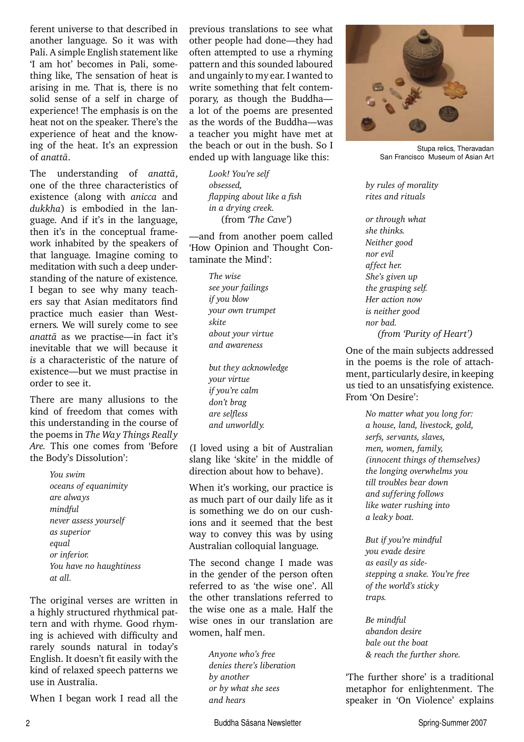ferent universe to that described in another language. So it was with Pali. A simple English statement like 'I am hot' becomes in Pali, something like, The sensation of heat is arising in me. That is, there is no solid sense of a self in charge of experience! The emphasis is on the heat not on the speaker. There's the experience of heat and the knowing of the heat. It's an expression of *anattā*.

The understanding of *anattā*, one of the three characteristics of existence (along with *anicca* and *dukkha*) is embodied in the language. And if it's in the language, then it's in the conceptual framework inhabited by the speakers of that language. Imagine coming to meditation with such a deep understanding of the nature of existence. I began to see why many teachers say that Asian meditators find practice much easier than Westerners. We will surely come to see *anattā* as we practise—in fact it's inevitable that we will because it *is* a characteristic of the nature of existence—but we must practise in order to see it.

There are many allusions to the kind of freedom that comes with this understanding in the course of the poems in *The Way Things Really Are*. This one comes from 'Before the Body's Dissolution':

> *You swim*
> *oceans of equanimity*
> *are always*
> *mindful*
> *never assess yourself*
> *as superior*
> *equal*
> *or inferior.*
> *You have no haughtiness*
> *at all.*

The original verses are written in a highly structured rhythmical pattern and with rhyme. Good rhyming is achieved with difficulty and rarely sounds natural in today's English. It doesn't fit easily with the kind of relaxed speech patterns we use in Australia.

When I began work I read all the previous translations to see what other people had done—they had often attempted to use a rhyming pattern and this sounded laboured and ungainly to my ear. I wanted to write something that felt contemporary, as though the Buddha—a lot of the poems are presented as the words of the Buddha—was a teacher you might have met at the beach or out in the bush. So I ended up with language like this:

> *Look! You're self*
> *obsessed,*
> *flapping about like a fish*
> *in a drying creek.*
> (from *'The Cave'*)

—and from another poem called 'How Opinion and Thought Contaminate the Mind':

> *The wise*
> *see your failings*
> *if you blow*
> *your own trumpet*
> *skite*
> *about your virtue*
> *and awareness*
>
> *but they acknowledge*
> *your virtue*
> *if you're calm*
> *don't brag*
> *are selfless*
> *and unworldly.*

(I loved using a bit of Australian slang like 'skite' in the middle of direction about how to behave).

When it's working, our practice is as much part of our daily life as it is something we do on our cushions and it seemed that the best way to convey this was by using Australian colloquial language.

The second change I made was in the gender of the person often referred to as 'the wise one'. All the other translations referred to the wise one as a male. Half the wise ones in our translation are women, half men.

> *Anyone who's free*
> *denies there's liberation*
> *by another*
> *or by what she sees*
> *and hears*
> *by rules of morality*
> *rites and rituals*
>
> *or through what*
> *she thinks.*
> *Neither good*
> *nor evil*
> *affect her.*
> *She's given up*
> *the grasping self.*
> *Her action now*
> *is neither good*
> *nor bad.*
> *(from 'Purity of Heart')*

Stupa relics, Theravadan
San Francisco Museum of Asian Art

One of the main subjects addressed in the poems is the role of attachment, particularly desire, in keeping us tied to an unsatisfying existence. From 'On Desire':

> *No matter what you long for:*
> *a house, land, livestock, gold,*
> *serfs, servants, slaves,*
> *men, women, family,*
> *(innocent things of themselves)*
> *the longing overwhelms you*
> *till troubles bear down*
> *and suffering follows*
> *like water rushing into*
> *a leaky boat.*
>
> *But if you're mindful*
> *you evade desire*
> *as easily as side-*
> *stepping a snake. You're free*
> *of the world's sticky*
> *traps.*
>
> *Be mindful*
> *abandon desire*
> *bale out the boat*
> *& reach the further shore.*

'The further shore' is a traditional metaphor for enlightenment. The speaker in 'On Violence' explains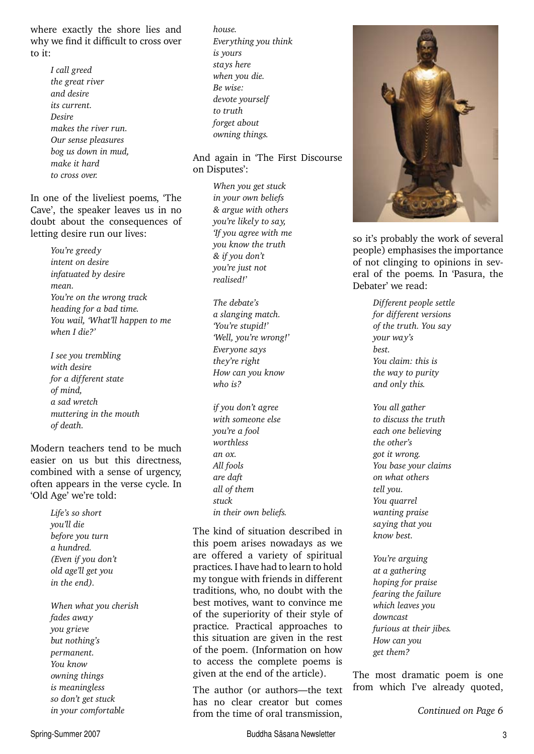where exactly the shore lies and why we find it difficult to cross over to it:

> *I call greed*
> *the great river*
> *and desire*
> *its current.*
> *Desire*
> *makes the river run.*
> *Our sense pleasures*
> *bog us down in mud,*
> *make it hard*
> *to cross over.*

In one of the liveliest poems, 'The Cave', the speaker leaves us in no doubt about the consequences of letting desire run our lives:

> *You're greedy*
> *intent on desire*
> *infatuated by desire*
> *mean.*
> *You're on the wrong track*
> *heading for a bad time.*
> *You wail, 'What'll happen to me*
> *when I die?'*
>
> *I see you trembling*
> *with desire*
> *for a different state*
> *of mind,*
> *a sad wretch*
> *muttering in the mouth*
> *of death.*

Modern teachers tend to be much easier on us but this directness, combined with a sense of urgency, often appears in the verse cycle. In 'Old Age' we're told:

> *Life's so short*
> *you'll die*
> *before you turn*
> *a hundred.*
> *(Even if you don't*
> *old age'll get you*
> *in the end).*
>
> *When what you cherish*
> *fades away*
> *you grieve*
> *but nothing's*
> *permanent.*
> *You know*
> *owning things*
> *is meaningless*
> *so don't get stuck*
> *in your comfortable*
> *house.*
> *Everything you think*
> *is yours*
> *stays here*
> *when you die.*
> *Be wise:*
> *devote yourself*
> *to truth*
> *forget about*
> *owning things.*

And again in 'The First Discourse on Disputes':

> *When you get stuck*
> *in your own beliefs*
> *& argue with others*
> *you're likely to say,*
> *'If you agree with me*
> *you know the truth*
> *& if you don't*
> *you're just not*
> *realised!'*
>
> *The debate's*
> *a slanging match.*
> *'You're stupid!'*
> *'Well, you're wrong!'*
> *Everyone says*
> *they're right*
> *How can you know*
> *who is?*
>
> *if you don't agree*
> *with someone else*
> *you're a fool*
> *worthless*
> *an ox.*
> *All fools*
> *are daft*
> *all of them*
> *stuck*
> *in their own beliefs.*

The kind of situation described in this poem arises nowadays as we are offered a variety of spiritual practices. I have had to learn to hold my tongue with friends in different traditions, who, no doubt with the best motives, want to convince me of the superiority of their style of practice. Practical approaches to this situation are given in the rest of the poem. (Information on how to access the complete poems is given at the end of the article).

The author (or authors—the text has no clear creator but comes from the time of oral transmission, so it's probably the work of several people) emphasises the importance of not clinging to opinions in several of the poems. In 'Pasura, the Debater' we read:

> *Different people settle*
> *for different versions*
> *of the truth. You say*
> *your way's*
> *best.*
> *You claim: this is*
> *the way to purity*
> *and only this.*
>
> *You all gather*
> *to discuss the truth*
> *each one believing*
> *the other's*
> *got it wrong.*
> *You base your claims*
> *on what others*
> *tell you.*
> *You quarrel*
> *wanting praise*
> *saying that you*
> *know best.*
>
> *You're arguing*
> *at a gathering*
> *hoping for praise*
> *fearing the failure*
> *which leaves you*
> *downcast*
> *furious at their jibes.*
> *How can you*
> *get them?*

The most dramatic poem is one from which I've already quoted,

*Continued on Page 6*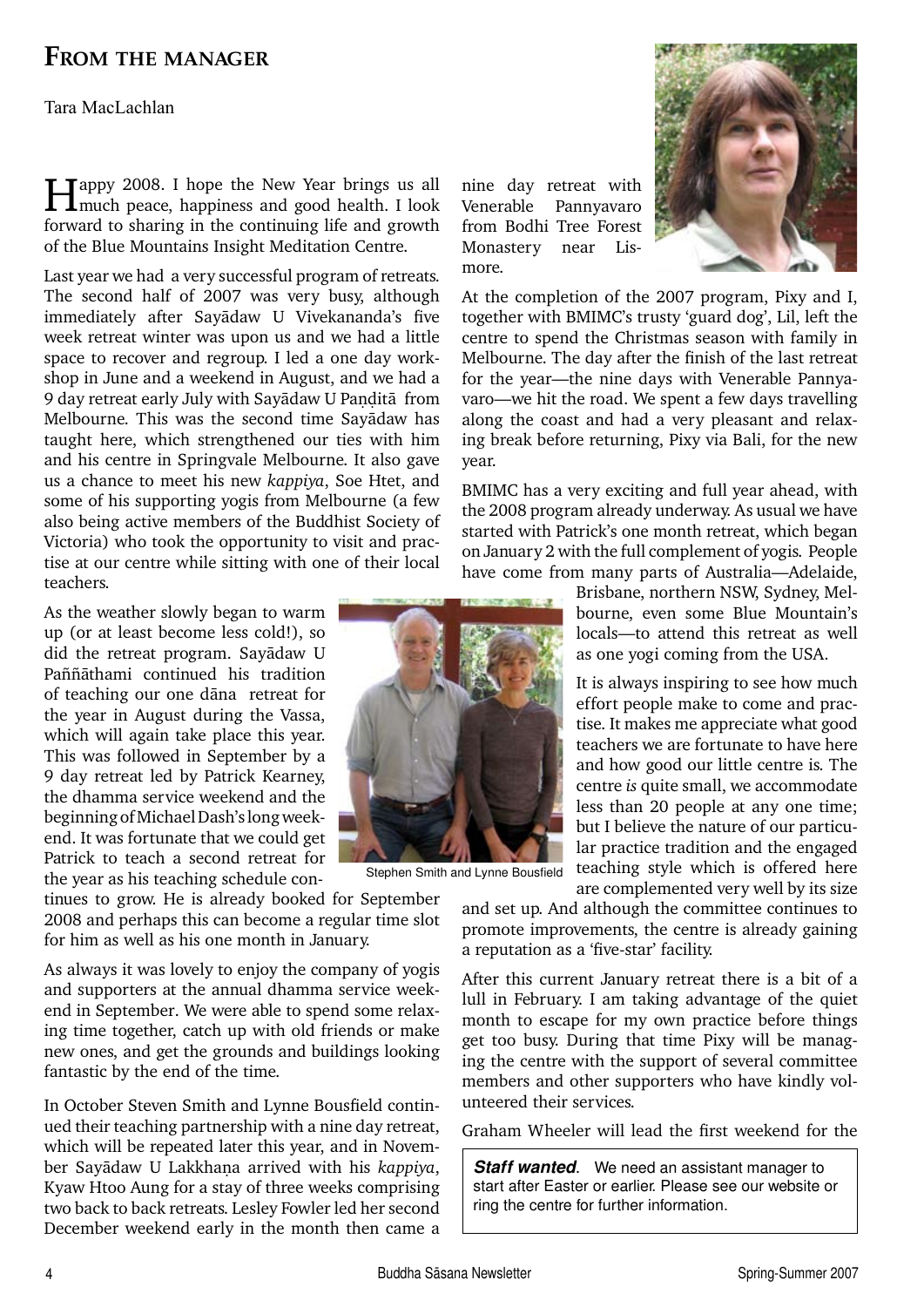## From the manager

Tara MacLachlan

Happy 2008. I hope the New Year brings us all much peace, happiness and good health. I look forward to sharing in the continuing life and growth of the Blue Mountains Insight Meditation Centre.

Last year we had a very successful program of retreats. The second half of 2007 was very busy, although immediately after Sayādaw U Vivekananda's five week retreat winter was upon us and we had a little space to recover and regroup. I led a one day workshop in June and a weekend in August, and we had a 9 day retreat early July with Sayādaw U Paṇḍitā from Melbourne. This was the second time Sayādaw has taught here, which strengthened our ties with him and his centre in Springvale Melbourne. It also gave us a chance to meet his new *kappiya*, Soe Htet, and some of his supporting yogis from Melbourne (a few also being active members of the Buddhist Society of Victoria) who took the opportunity to visit and practise at our centre while sitting with one of their local teachers.

As the weather slowly began to warm up (or at least become less cold!), so did the retreat program. Sayādaw U Paññāthami continued his tradition of teaching our one dāna retreat for the year in August during the Vassa, which will again take place this year. This was followed in September by a 9 day retreat led by Patrick Kearney, the dhamma service weekend and the beginning of Michael Dash's long weekend. It was fortunate that we could get Patrick to teach a second retreat for the year as his teaching schedule continues to grow. He is already booked for September 2008 and perhaps this can become a regular time slot for him as well as his one month in January.

As always it was lovely to enjoy the company of yogis and supporters at the annual dhamma service weekend in September. We were able to spend some relaxing time together, catch up with old friends or make new ones, and get the grounds and buildings looking fantastic by the end of the time.

In October Steven Smith and Lynne Bousfield continued their teaching partnership with a nine day retreat, which will be repeated later this year, and in November Sayādaw U Lakkhaṇa arrived with his *kappiya*, Kyaw Htoo Aung for a stay of three weeks comprising two back to back retreats. Lesley Fowler led her second December weekend early in the month then came a nine day retreat with Venerable Pannyavaro from Bodhi Tree Forest Monastery near Lismore.

Stephen Smith and Lynne Bousfield

At the completion of the 2007 program, Pixy and I, together with BMIMC's trusty 'guard dog', Lil, left the centre to spend the Christmas season with family in Melbourne. The day after the finish of the last retreat for the year—the nine days with Venerable Pannyavaro—we hit the road. We spent a few days travelling along the coast and had a very pleasant and relaxing break before returning, Pixy via Bali, for the new year.

BMIMC has a very exciting and full year ahead, with the 2008 program already underway. As usual we have started with Patrick's one month retreat, which began on January 2 with the full complement of yogis. People have come from many parts of Australia—Adelaide, Brisbane, northern NSW, Sydney, Melbourne, even some Blue Mountain's locals—to attend this retreat as well as one yogi coming from the USA.

It is always inspiring to see how much effort people make to come and practise. It makes me appreciate what good teachers we are fortunate to have here and how good our little centre is. The centre *is* quite small, we accommodate less than 20 people at any one time; but I believe the nature of our particular practice tradition and the engaged teaching style which is offered here are complemented very well by its size and set up. And although the committee continues to promote improvements, the centre is already gaining a reputation as a 'five-star' facility.

After this current January retreat there is a bit of a lull in February. I am taking advantage of the quiet month to escape for my own practice before things get too busy. During that time Pixy will be managing the centre with the support of several committee members and other supporters who have kindly volunteered their services.

Graham Wheeler will lead the first weekend for the

***Staff wanted***. We need an assistant manager to start after Easter or earlier. Please see our website or ring the centre for further information.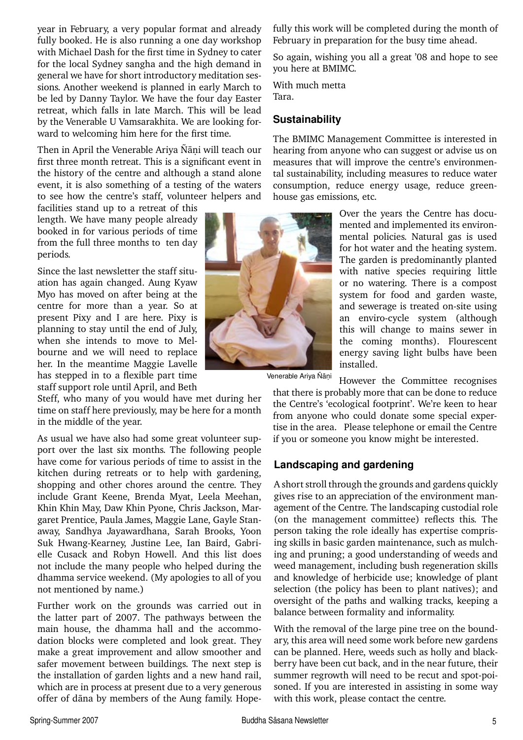year in February, a very popular format and already fully booked. He is also running a one day workshop with Michael Dash for the first time in Sydney to cater for the local Sydney sangha and the high demand in general we have for short introductory meditation sessions. Another weekend is planned in early March to be led by Danny Taylor. We have the four day Easter retreat, which falls in late March. This will be lead by the Venerable U Vamsarakhita. We are looking forward to welcoming him here for the first time.

Then in April the Venerable Ariya Ñāṇi will teach our first three month retreat. This is a significant event in the history of the centre and although a stand alone event, it is also something of a testing of the waters to see how the centre's staff, volunteer helpers and facilities stand up to a retreat of this length. We have many people already booked in for various periods of time from the full three months to ten day periods.

Since the last newsletter the staff situation has again changed. Aung Kyaw Myo has moved on after being at the centre for more than a year. So at present Pixy and I are here. Pixy is planning to stay until the end of July, when she intends to move to Melbourne and we will need to replace her. In the meantime Maggie Lavelle has stepped in to a flexible part time staff support role until April, and Beth Steff, who many of you would have met during her time on staff here previously, may be here for a month in the middle of the year.

As usual we have also had some great volunteer support over the last six months. The following people have come for various periods of time to assist in the kitchen during retreats or to help with gardening, shopping and other chores around the centre. They include Grant Keene, Brenda Myat, Leela Meehan, Khin Khin May, Daw Khin Pyone, Chris Jackson, Margaret Prentice, Paula James, Maggie Lane, Gayle Stanaway, Sandhya Jayawardhana, Sarah Brooks, Yoon Suk Hwang-Kearney, Justine Lee, Ian Baird, Gabrielle Cusack and Robyn Howell. And this list does not include the many people who helped during the dhamma service weekend. (My apologies to all of you not mentioned by name.)

Further work on the grounds was carried out in the latter part of 2007. The pathways between the main house, the dhamma hall and the accommodation blocks were completed and look great. They make a great improvement and allow smoother and safer movement between buildings. The next step is the installation of garden lights and a new hand rail, which are in process at present due to a very generous offer of dāna by members of the Aung family. Hopefully this work will be completed during the month of February in preparation for the busy time ahead.

So again, wishing you all a great '08 and hope to see you here at BMIMC.

With much metta
Tara.

## Sustainability

The BMIMC Management Committee is interested in hearing from anyone who can suggest or advise us on measures that will improve the centre's environmental sustainability, including measures to reduce water consumption, reduce energy usage, reduce greenhouse gas emissions, etc.

Over the years the Centre has documented and implemented its environmental policies. Natural gas is used for hot water and the heating system. The garden is predominantly planted with native species requiring little or no watering. There is a compost system for food and garden waste, and sewerage is treated on-site using an enviro-cycle system (although this will change to mains sewer in the coming months). Flourescent energy saving light bulbs have been installed.

Venerable Ariya Ñāṇi

However the Committee recognises that there is probably more that can be done to reduce the Centre's 'ecological footprint'. We're keen to hear from anyone who could donate some special expertise in the area. Please telephone or email the Centre if you or someone you know might be interested.

## Landscaping and gardening

A short stroll through the grounds and gardens quickly gives rise to an appreciation of the environment management of the Centre. The landscaping custodial role (on the management committee) reflects this. The person taking the role ideally has expertise comprising skills in basic garden maintenance, such as mulching and pruning; a good understanding of weeds and weed management, including bush regeneration skills and knowledge of herbicide use; knowledge of plant selection (the policy has been to plant natives); and oversight of the paths and walking tracks, keeping a balance between formality and informality.

With the removal of the large pine tree on the boundary, this area will need some work before new gardens can be planned. Here, weeds such as holly and blackberry have been cut back, and in the near future, their summer regrowth will need to be recut and spot-poisoned. If you are interested in assisting in some way with this work, please contact the centre.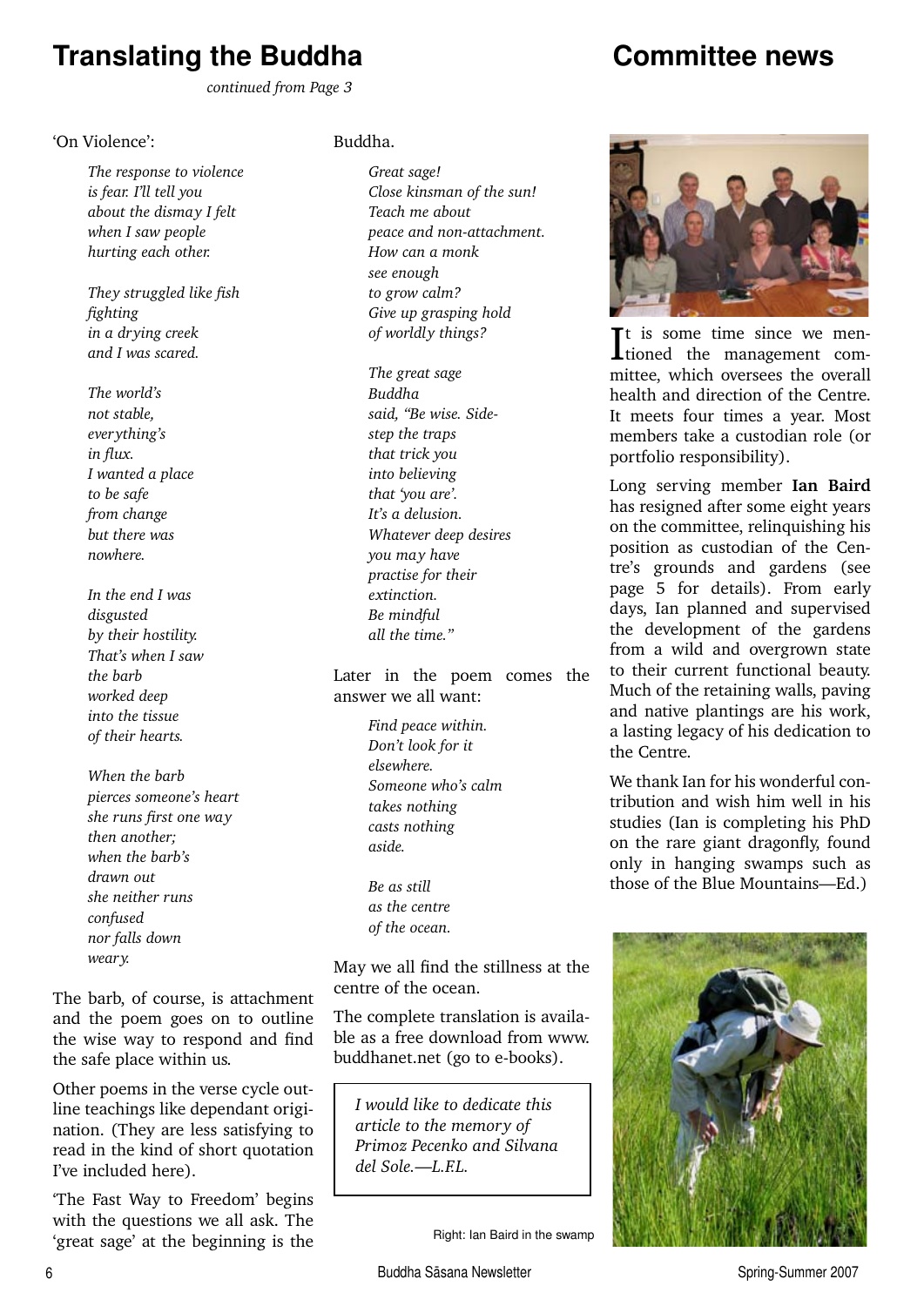# Translating the Buddha

*continued from Page 3*

'On Violence':

> *The response to violence*
> *is fear. I'll tell you*
> *about the dismay I felt*
> *when I saw people*
> *hurting each other.*
>
> *They struggled like fish*
> *fighting*
> *in a drying creek*
> *and I was scared.*
>
> *The world's*
> *not stable,*
> *everything's*
> *in flux.*
> *I wanted a place*
> *to be safe*
> *from change*
> *but there was*
> *nowhere.*
>
> *In the end I was*
> *disgusted*
> *by their hostility.*
> *That's when I saw*
> *the barb*
> *worked deep*
> *into the tissue*
> *of their hearts.*
>
> *When the barb*
> *pierces someone's heart*
> *she runs first one way*
> *then another;*
> *when the barb's*
> *drawn out*
> *she neither runs*
> *confused*
> *nor falls down*
> *weary.*

The barb, of course, is attachment and the poem goes on to outline the wise way to respond and find the safe place within us.

Other poems in the verse cycle outline teachings like dependant origination. (They are less satisfying to read in the kind of short quotation I've included here).

'The Fast Way to Freedom' begins with the questions we all ask. The 'great sage' at the beginning is the Buddha.

> *Great sage!*
> *Close kinsman of the sun!*
> *Teach me about*
> *peace and non-attachment.*
> *How can a monk*
> *see enough*
> *to grow calm?*
> *Give up grasping hold*
> *of worldly things?*
>
> *The great sage*
> *Buddha*
> *said, "Be wise. Side-*
> *step the traps*
> *that trick you*
> *into believing*
> *that 'you are'.*
> *It's a delusion.*
> *Whatever deep desires*
> *you may have*
> *practise for their*
> *extinction.*
> *Be mindful*
> *all the time."*

Later in the poem comes the answer we all want:

> *Find peace within.*
> *Don't look for it*
> *elsewhere.*
> *Someone who's calm*
> *takes nothing*
> *casts nothing*
> *aside.*
>
> *Be as still*
> *as the centre*
> *of the ocean.*

May we all find the stillness at the centre of the ocean.

The complete translation is available as a free download from www.buddhanet.net (go to e-books).

> *I would like to dedicate this article to the memory of Primoz Pecenko and Silvana del Sole.—L.F.L.*

# Committee news

It is some time since we mentioned the management committee, which oversees the overall health and direction of the Centre. It meets four times a year. Most members take a custodian role (or portfolio responsibility).

Long serving member **Ian Baird** has resigned after some eight years on the committee, relinquishing his position as custodian of the Centre's grounds and gardens (see page 5 for details). From early days, Ian planned and supervised the development of the gardens from a wild and overgrown state to their current functional beauty. Much of the retaining walls, paving and native plantings are his work, a lasting legacy of his dedication to the Centre.

We thank Ian for his wonderful contribution and wish him well in his studies (Ian is completing his PhD on the rare giant dragonfly, found only in hanging swamps such as those of the Blue Mountains—Ed.)

Right: Ian Baird in the swamp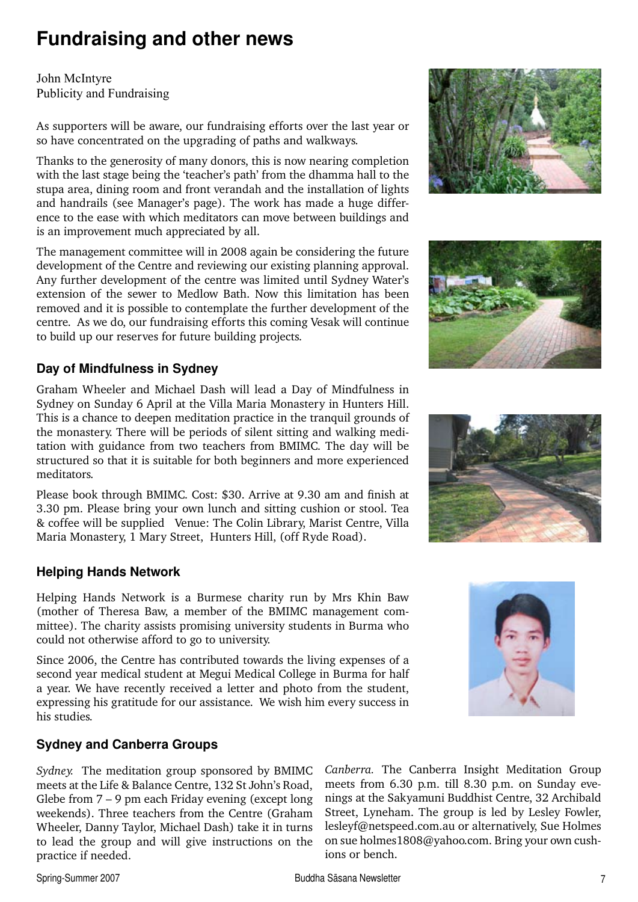# Fundraising and other news

John McIntyre
Publicity and Fundraising

As supporters will be aware, our fundraising efforts over the last year or so have concentrated on the upgrading of paths and walkways.

Thanks to the generosity of many donors, this is now nearing completion with the last stage being the 'teacher's path' from the dhamma hall to the stupa area, dining room and front verandah and the installation of lights and handrails (see Manager's page). The work has made a huge difference to the ease with which meditators can move between buildings and is an improvement much appreciated by all.

The management committee will in 2008 again be considering the future development of the Centre and reviewing our existing planning approval. Any further development of the centre was limited until Sydney Water's extension of the sewer to Medlow Bath. Now this limitation has been removed and it is possible to contemplate the further development of the centre. As we do, our fundraising efforts this coming Vesak will continue to build up our reserves for future building projects.

## Day of Mindfulness in Sydney

Graham Wheeler and Michael Dash will lead a Day of Mindfulness in Sydney on Sunday 6 April at the Villa Maria Monastery in Hunters Hill. This is a chance to deepen meditation practice in the tranquil grounds of the monastery. There will be periods of silent sitting and walking meditation with guidance from two teachers from BMIMC. The day will be structured so that it is suitable for both beginners and more experienced meditators.

Please book through BMIMC. Cost: $30. Arrive at 9.30 am and finish at 3.30 pm. Please bring your own lunch and sitting cushion or stool. Tea & coffee will be supplied Venue: The Colin Library, Marist Centre, Villa Maria Monastery, 1 Mary Street, Hunters Hill, (off Ryde Road).

## Helping Hands Network

Helping Hands Network is a Burmese charity run by Mrs Khin Baw (mother of Theresa Baw, a member of the BMIMC management committee). The charity assists promising university students in Burma who could not otherwise afford to go to university.

Since 2006, the Centre has contributed towards the living expenses of a second year medical student at Megui Medical College in Burma for half a year. We have recently received a letter and photo from the student, expressing his gratitude for our assistance. We wish him every success in his studies.

## Sydney and Canberra Groups

*Sydney.* The meditation group sponsored by BMIMC meets at the Life & Balance Centre, 132 St John's Road, Glebe from 7 – 9 pm each Friday evening (except long weekends). Three teachers from the Centre (Graham Wheeler, Danny Taylor, Michael Dash) take it in turns to lead the group and will give instructions on the practice if needed.

*Canberra.* The Canberra Insight Meditation Group meets from 6.30 p.m. till 8.30 p.m. on Sunday evenings at the Sakyamuni Buddhist Centre, 32 Archibald Street, Lyneham. The group is led by Lesley Fowler, lesleyf@netspeed.com.au or alternatively, Sue Holmes on sue holmes1808@yahoo.com. Bring your own cushions or bench.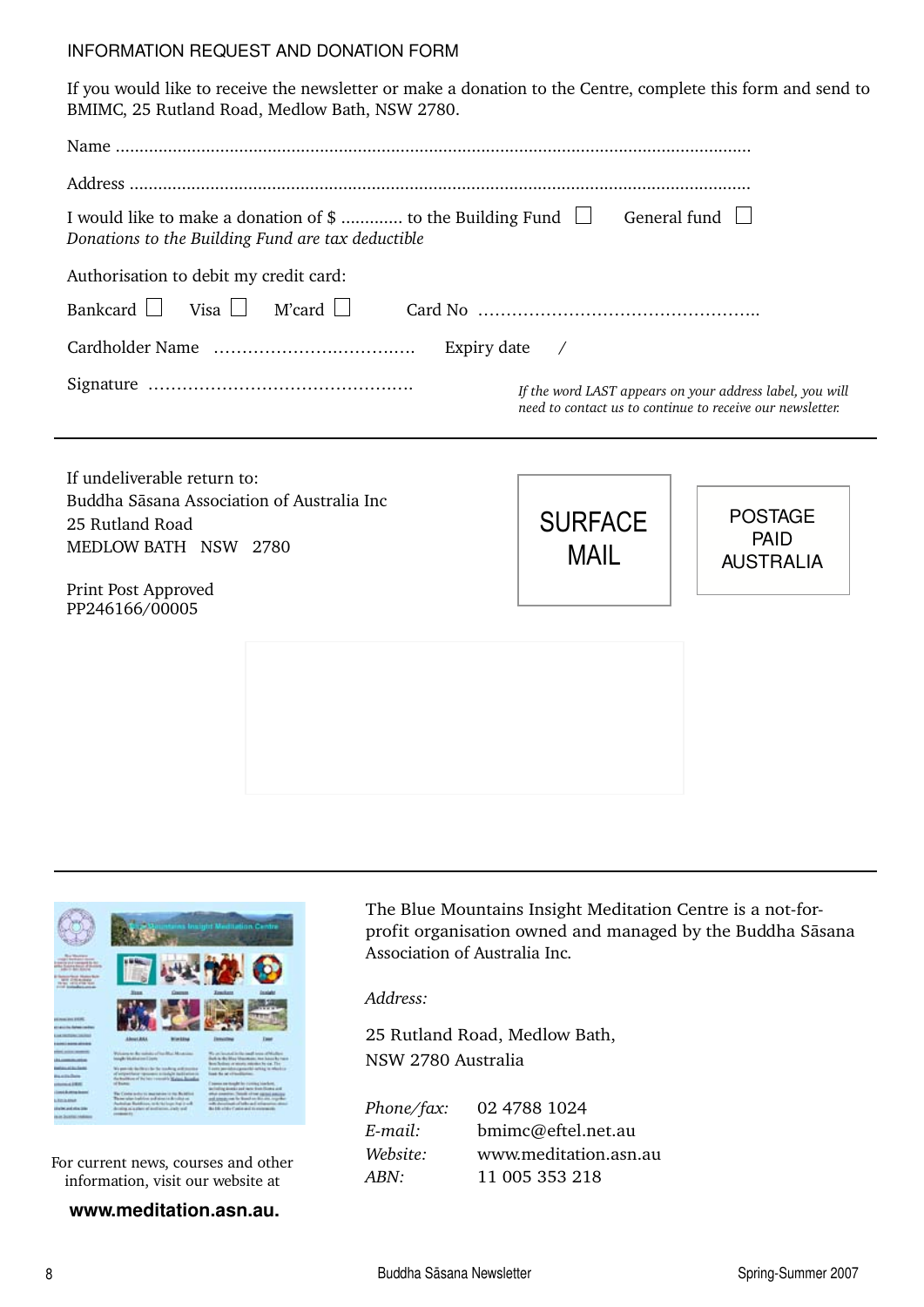## INFORMATION REQUEST AND DONATION FORM

If you would like to receive the newsletter or make a donation to the Centre, complete this form and send to BMIMC, 25 Rutland Road, Medlow Bath, NSW 2780.

Name ........................................................................................................................................

Address ....................................................................................................................................

I would like to make a donation of $ ............ to the Building Fund ☐ General fund ☐
*Donations to the Building Fund are tax deductible*

Authorisation to debit my credit card:

Bankcard ☐ Visa ☐ M'card ☐ Card No ……………………………………………..

Cardholder Name ………………….…………… Expiry date /

Signature ……………………………………….…

*If the word LAST appears on your address label, you will need to contact us to continue to receive our newsletter.*

---

If undeliverable return to:
Buddha Sāsana Association of Australia Inc
25 Rutland Road
MEDLOW BATH NSW 2780

Print Post Approved
PP246166/00005

SURFACE MAIL

POSTAGE PAID AUSTRALIA

---

For current news, courses and other information, visit our website at

**www.meditation.asn.au.**

The Blue Mountains Insight Meditation Centre is a not-for-profit organisation owned and managed by the Buddha Sāsana Association of Australia Inc.

*Address:*

25 Rutland Road, Medlow Bath,
NSW 2780 Australia

*Phone/fax:* 02 4788 1024
*E-mail:* bmimc@eftel.net.au
*Website:* www.meditation.asn.au
*ABN:* 11 005 353 218